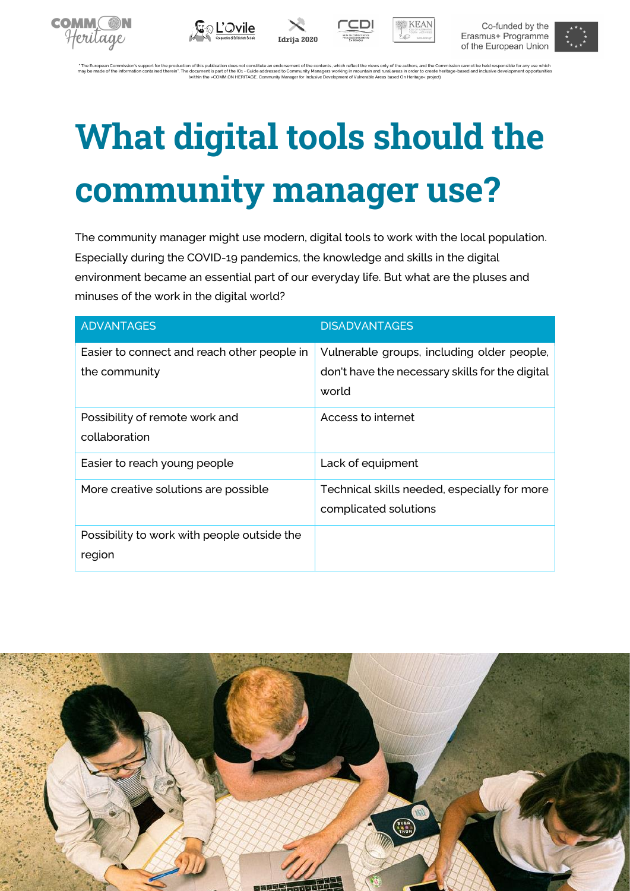" The European Commission's support for the production of this publication does not constitute an endorsement of the contents, which reflect the views only of the authors, and the Commission cannot be held responsible for any use which may be made of the information contained therein". The document is part of the IO1 - Guide addressed to Community Managers working in mountain and rural areas in order to create heritage-based and inclusive development opportunities (within the »COMM.ON HERITAGE. Community Manager for Inclusive Development of Vulnerable Areas based On Heritage« project)

# What digital tools should the community manager use?

The community manager might use modern, digital tools to work with the local population. Especially during the COVID-19 pandemics, the knowledge and skills in the digital environment became an essential part of our everyday life. But what are the pluses and minuses of the work in the digital world?

| ADVANTAGES | DISADVANTAGES |
|---|---|
| Easier to connect and reach other people in the community | Vulnerable groups, including older people, don't have the necessary skills for the digital world |
| Possibility of remote work and collaboration | Access to internet |
| Easier to reach young people | Lack of equipment |
| More creative solutions are possible | Technical skills needed, especially for more complicated solutions |
| Possibility to work with people outside the region | |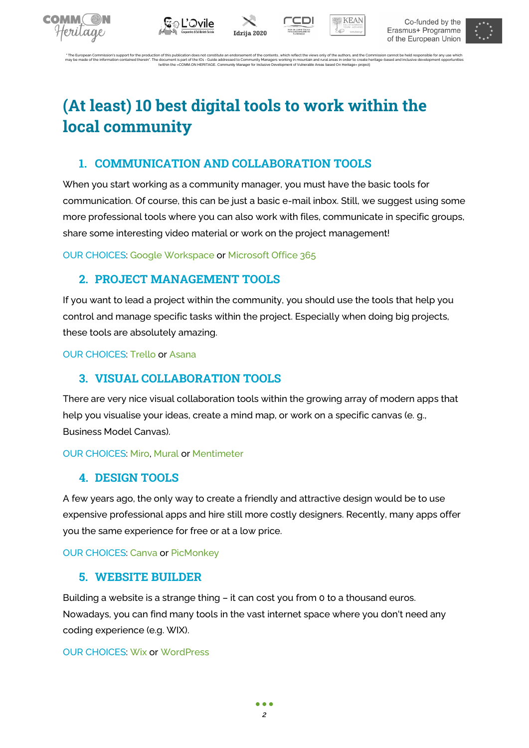# (At least) 10 best digital tools to work within the local community

## 1. COMMUNICATION AND COLLABORATION TOOLS

When you start working as a community manager, you must have the basic tools for communication. Of course, this can be just a basic e-mail inbox. Still, we suggest using some more professional tools where you can also work with files, communicate in specific groups, share some interesting video material or work on the project management!

OUR CHOICES: Google Workspace or Microsoft Office 365

## 2. PROJECT MANAGEMENT TOOLS

If you want to lead a project within the community, you should use the tools that help you control and manage specific tasks within the project. Especially when doing big projects, these tools are absolutely amazing.

OUR CHOICES: Trello or Asana

## 3. VISUAL COLLABORATION TOOLS

There are very nice visual collaboration tools within the growing array of modern apps that help you visualise your ideas, create a mind map, or work on a specific canvas (e. g., Business Model Canvas).

OUR CHOICES: Miro, Mural or Mentimeter

## 4. DESIGN TOOLS

A few years ago, the only way to create a friendly and attractive design would be to use expensive professional apps and hire still more costly designers. Recently, many apps offer you the same experience for free or at a low price.

OUR CHOICES: Canva or PicMonkey

## 5. WEBSITE BUILDER

Building a website is a strange thing – it can cost you from 0 to a thousand euros. Nowadays, you can find many tools in the vast internet space where you don't need any coding experience (e.g. WIX).

OUR CHOICES: Wix or WordPress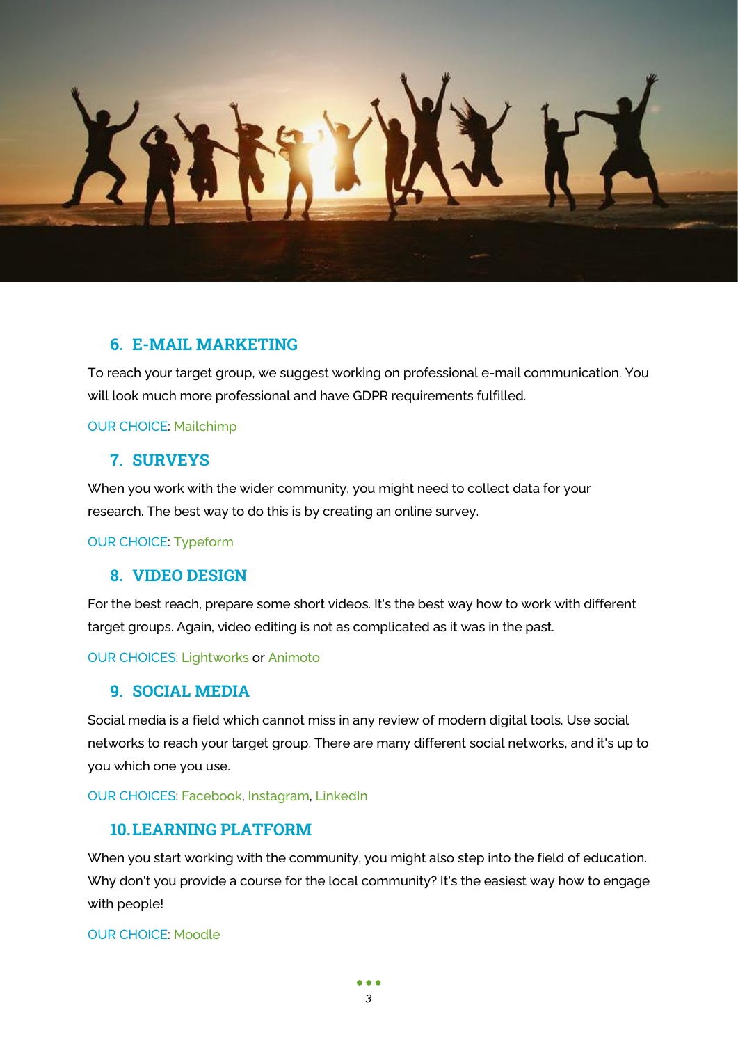## 6. E-MAIL MARKETING

To reach your target group, we suggest working on professional e-mail communication. You will look much more professional and have GDPR requirements fulfilled.

OUR CHOICE: Mailchimp

## 7. SURVEYS

When you work with the wider community, you might need to collect data for your research. The best way to do this is by creating an online survey.

OUR CHOICE: Typeform

## 8. VIDEO DESIGN

For the best reach, prepare some short videos. It's the best way how to work with different target groups. Again, video editing is not as complicated as it was in the past.

OUR CHOICES: Lightworks or Animoto

## 9. SOCIAL MEDIA

Social media is a field which cannot miss in any review of modern digital tools. Use social networks to reach your target group. There are many different social networks, and it's up to you which one you use.

OUR CHOICES: Facebook, Instagram, LinkedIn

## 10. LEARNING PLATFORM

When you start working with the community, you might also step into the field of education. Why don't you provide a course for the local community? It's the easiest way how to engage with people!

OUR CHOICE: Moodle